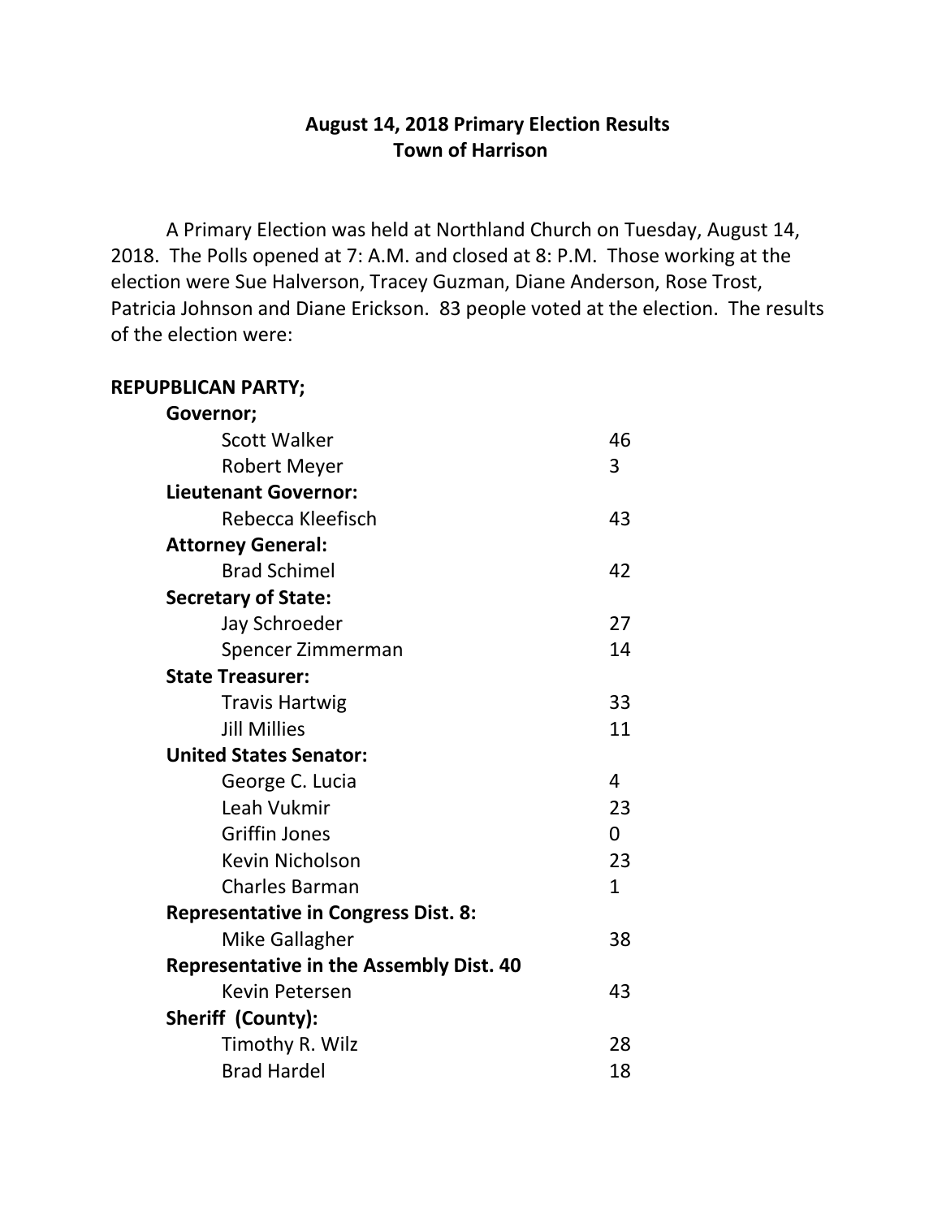# August 14, 2018 Primary Election Results
# Town of Harrison

A Primary Election was held at Northland Church on Tuesday, August 14, 2018. The Polls opened at 7: A.M. and closed at 8: P.M. Those working at the election were Sue Halverson, Tracey Guzman, Diane Anderson, Rose Trost, Patricia Johnson and Diane Erickson. 83 people voted at the election. The results of the election were:

**REPUPBLICAN PARTY;**

| | |
|---|---|
| **Governor;** | |
| Scott Walker | 46 |
| Robert Meyer | 3 |
| **Lieutenant Governor:** | |
| Rebecca Kleefisch | 43 |
| **Attorney General:** | |
| Brad Schimel | 42 |
| **Secretary of State:** | |
| Jay Schroeder | 27 |
| Spencer Zimmerman | 14 |
| **State Treasurer:** | |
| Travis Hartwig | 33 |
| Jill Millies | 11 |
| **United States Senator:** | |
| George C. Lucia | 4 |
| Leah Vukmir | 23 |
| Griffin Jones | 0 |
| Kevin Nicholson | 23 |
| Charles Barman | 1 |
| **Representative in Congress Dist. 8:** | |
| Mike Gallagher | 38 |
| **Representative in the Assembly Dist. 40** | |
| Kevin Petersen | 43 |
| **Sheriff (County):** | |
| Timothy R. Wilz | 28 |
| Brad Hardel | 18 |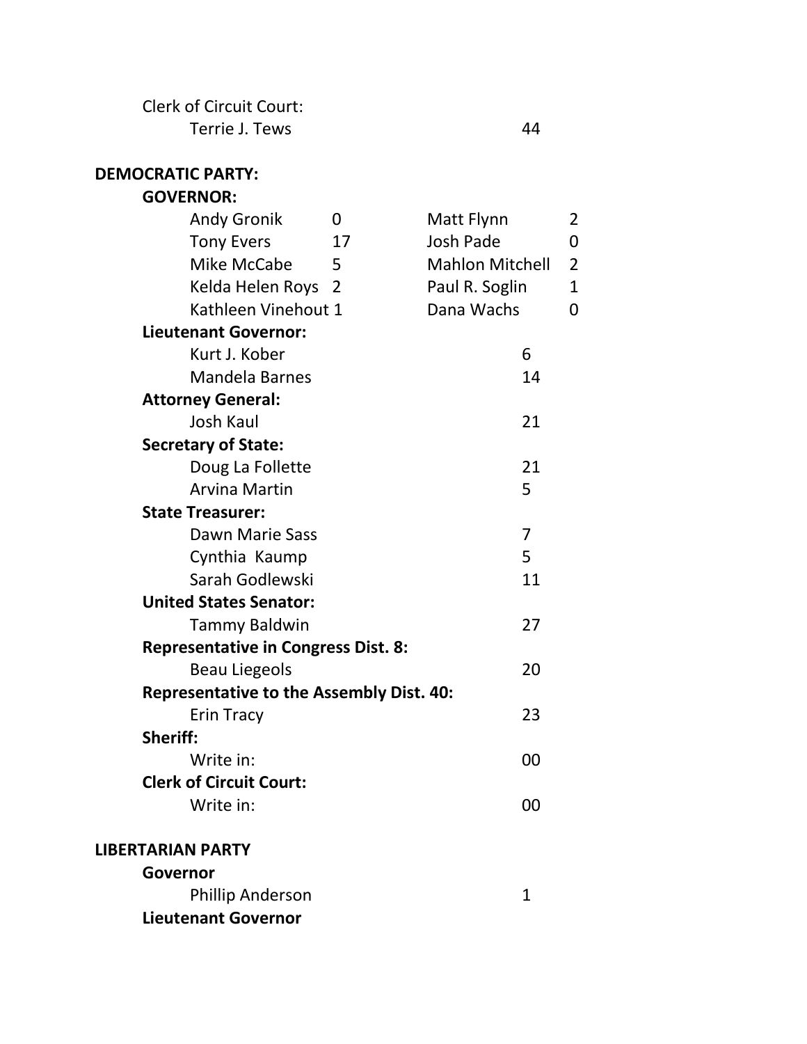Clerk of Circuit Court:

Terrie J. Tews 44

**DEMOCRATIC PARTY:**

**GOVERNOR:**

| | | | |
|---|---|---|---|
| Andy Gronik | 0 | Matt Flynn | 2 |
| Tony Evers | 17 | Josh Pade | 0 |
| Mike McCabe | 5 | Mahlon Mitchell | 2 |
| Kelda Helen Roys | 2 | Paul R. Soglin | 1 |
| Kathleen Vinehout | 1 | Dana Wachs | 0 |

**Lieutenant Governor:**

Kurt J. Kober 6

Mandela Barnes 14

**Attorney General:**

Josh Kaul 21

**Secretary of State:**

Doug La Follette 21

Arvina Martin 5

**State Treasurer:**

Dawn Marie Sass 7

Cynthia Kaump 5

Sarah Godlewski 11

**United States Senator:**

Tammy Baldwin 27

**Representative in Congress Dist. 8:**

Beau Liegeols 20

**Representative to the Assembly Dist. 40:**

Erin Tracy 23

**Sheriff:**

Write in: 00

**Clerk of Circuit Court:**

Write in: 00

**LIBERTARIAN PARTY**

**Governor**

Phillip Anderson 1

**Lieutenant Governor**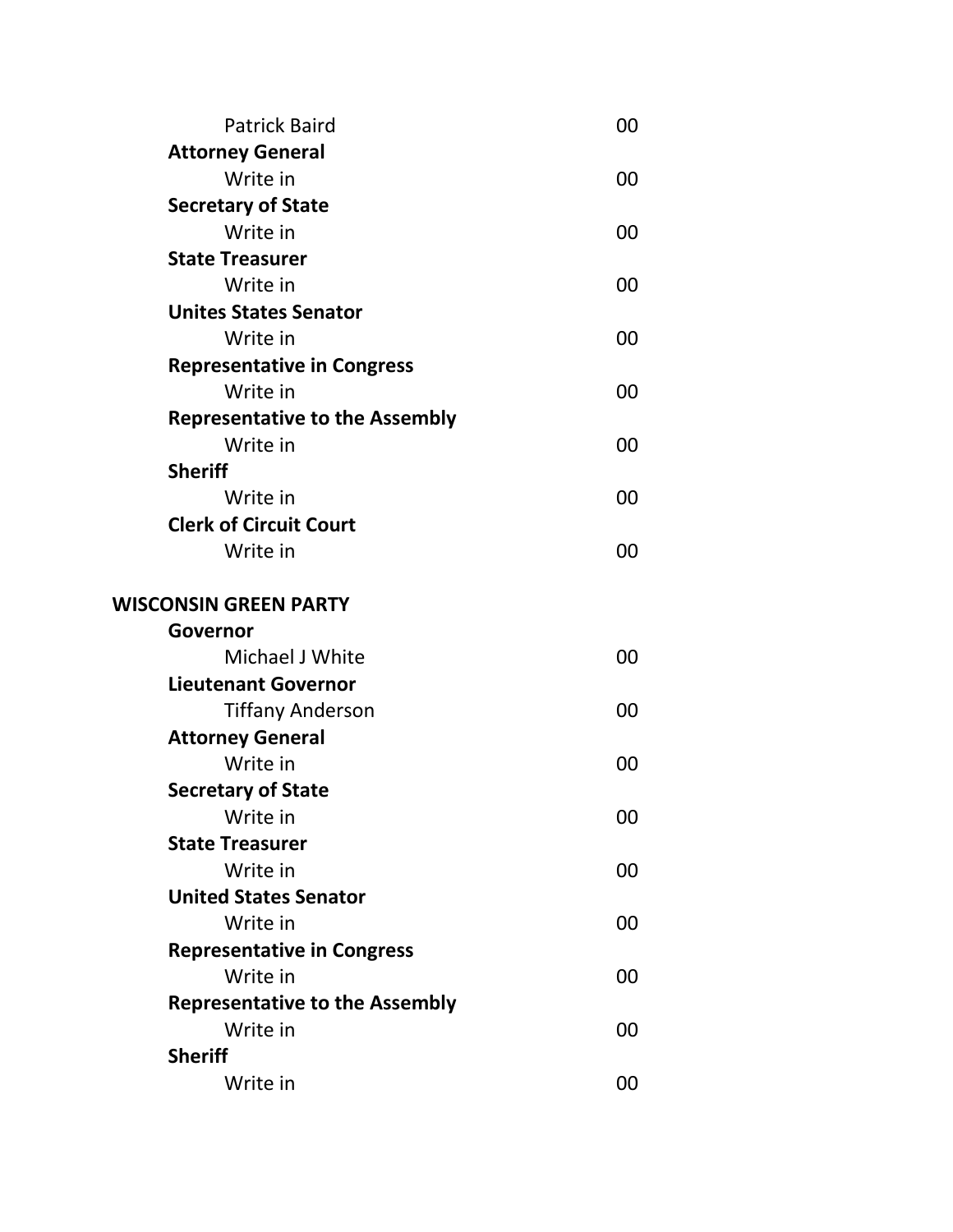Patrick Baird 00

**Attorney General**

Write in 00

**Secretary of State**

Write in 00

**State Treasurer**

Write in 00

**Unites States Senator**

Write in 00

**Representative in Congress**

Write in 00

**Representative to the Assembly**

Write in 00

**Sheriff**

Write in 00

**Clerk of Circuit Court**

Write in 00

**WISCONSIN GREEN PARTY**

**Governor**

Michael J White 00

**Lieutenant Governor**

Tiffany Anderson 00

**Attorney General**

Write in 00

**Secretary of State**

Write in 00

**State Treasurer**

Write in 00

**United States Senator**

Write in 00

**Representative in Congress**

Write in 00

**Representative to the Assembly**

Write in 00

**Sheriff**

Write in 00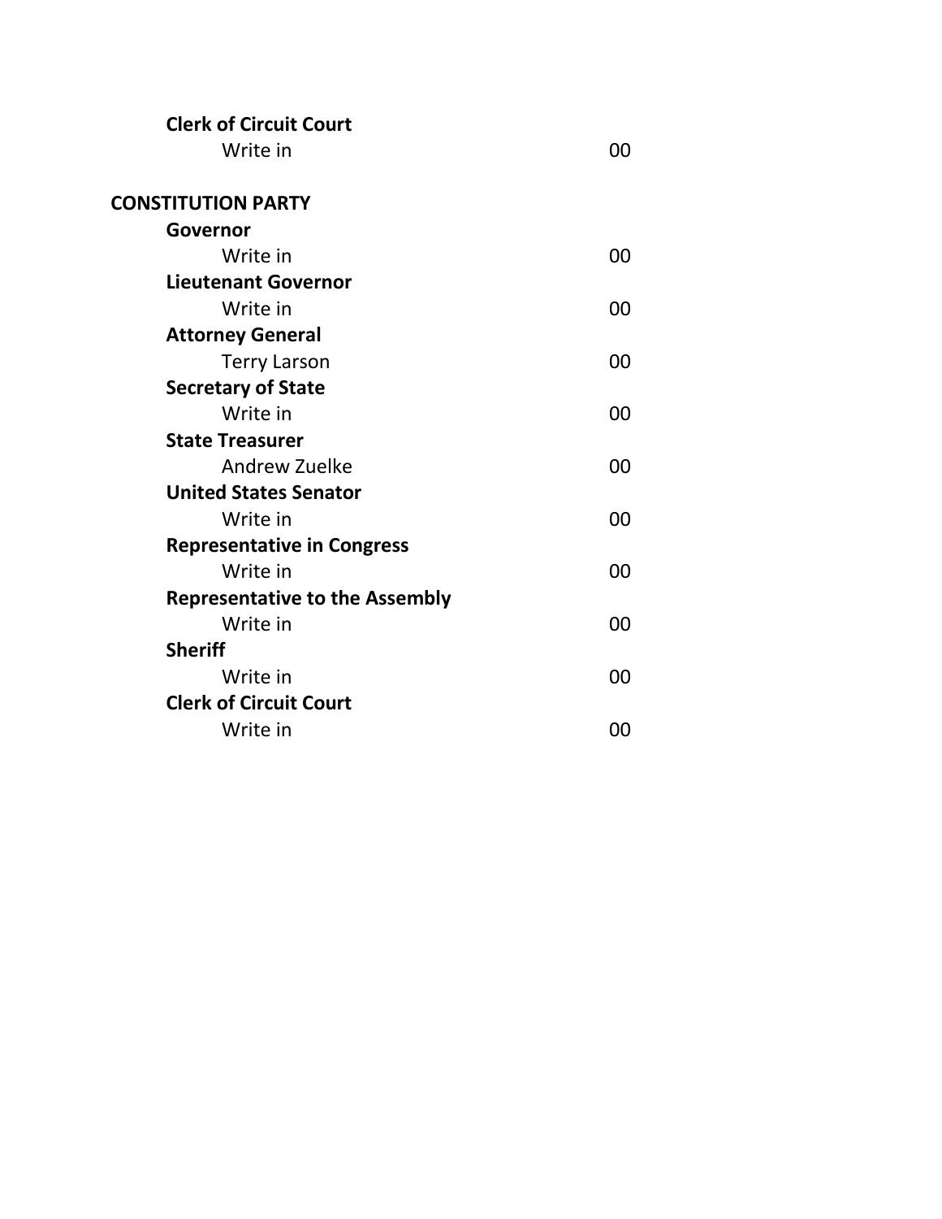**Clerk of Circuit Court**

| | |
|---|---|
| Write in | 00 |

## CONSTITUTION PARTY

| | |
|---|---|
| **Governor** | |
| Write in | 00 |
| **Lieutenant Governor** | |
| Write in | 00 |
| **Attorney General** | |
| Terry Larson | 00 |
| **Secretary of State** | |
| Write in | 00 |
| **State Treasurer** | |
| Andrew Zuelke | 00 |
| **United States Senator** | |
| Write in | 00 |
| **Representative in Congress** | |
| Write in | 00 |
| **Representative to the Assembly** | |
| Write in | 00 |
| **Sheriff** | |
| Write in | 00 |
| **Clerk of Circuit Court** | |
| Write in | 00 |